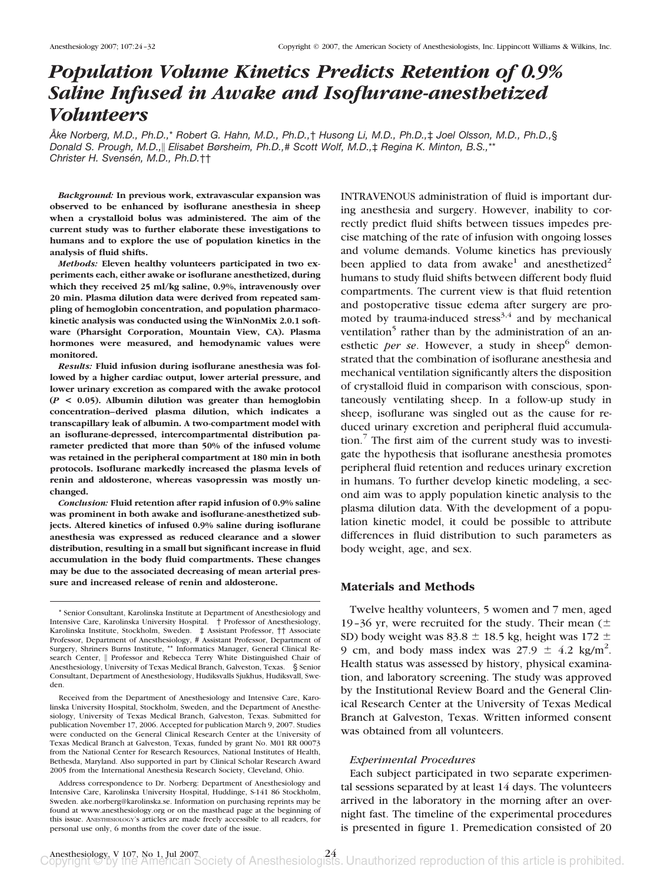# Population Volume Kinetics Predicts Retention of 0.9% Saline Infused in Awake and Isoflurane-anesthetized Volunteers

*Åke Norberg, M.D., Ph.D.,\* Robert G. Hahn, M.D., Ph.D.,† Husong Li, M.D., Ph.D.,‡ Joel Olsson, M.D., Ph.D.,§ Donald S. Prough, M.D.,‖ Elisabet Børsheim, Ph.D.,# Scott Wolf, M.D.,‡ Regina K. Minton, B.S.,\*\* Christer H. Svensén, M.D., Ph.D.††*

***Background:*** **In previous work, extravascular expansion was observed to be enhanced by isoflurane anesthesia in sheep when a crystalloid bolus was administered. The aim of the current study was to further elaborate these investigations to humans and to explore the use of population kinetics in the analysis of fluid shifts.**

***Methods:*** **Eleven healthy volunteers participated in two experiments each, either awake or isoflurane anesthetized, during which they received 25 ml/kg saline, 0.9%, intravenously over 20 min. Plasma dilution data were derived from repeated sampling of hemoglobin concentration, and population pharmacokinetic analysis was conducted using the WinNonMix 2.0.1 software (Pharsight Corporation, Mountain View, CA). Plasma hormones were measured, and hemodynamic values were monitored.**

***Results:*** **Fluid infusion during isoflurane anesthesia was followed by a higher cardiac output, lower arterial pressure, and lower urinary excretion as compared with the awake protocol ($P < 0.05$). Albumin dilution was greater than hemoglobin concentration–derived plasma dilution, which indicates a transcapillary leak of albumin. A two-compartment model with an isoflurane-depressed, intercompartmental distribution parameter predicted that more than 50% of the infused volume was retained in the peripheral compartment at 180 min in both protocols. Isoflurane markedly increased the plasma levels of renin and aldosterone, whereas vasopressin was mostly unchanged.**

***Conclusion:*** **Fluid retention after rapid infusion of 0.9% saline was prominent in both awake and isoflurane-anesthetized subjects. Altered kinetics of infused 0.9% saline during isoflurane anesthesia was expressed as reduced clearance and a slower distribution, resulting in a small but significant increase in fluid accumulation in the body fluid compartments. These changes may be due to the associated decreasing of mean arterial pressure and increased release of renin and aldosterone.**

INTRAVENOUS administration of fluid is important during anesthesia and surgery. However, inability to correctly predict fluid shifts between tissues impedes precise matching of the rate of infusion with ongoing losses and volume demands. Volume kinetics has previously been applied to data from awake[1] and anesthetized[2] humans to study fluid shifts between different body fluid compartments. The current view is that fluid retention and postoperative tissue edema after surgery are promoted by trauma-induced stress[3,4] and by mechanical ventilation[5] rather than by the administration of an anesthetic *per se*. However, a study in sheep[6] demonstrated that the combination of isoflurane anesthesia and mechanical ventilation significantly alters the disposition of crystalloid fluid in comparison with conscious, spontaneously ventilating sheep. In a follow-up study in sheep, isoflurane was singled out as the cause for reduced urinary excretion and peripheral fluid accumulation.[7] The first aim of the current study was to investigate the hypothesis that isoflurane anesthesia promotes peripheral fluid retention and reduces urinary excretion in humans. To further develop kinetic modeling, a second aim was to apply population kinetic analysis to the plasma dilution data. With the development of a population kinetic model, it could be possible to attribute differences in fluid distribution to such parameters as body weight, age, and sex.

## Materials and Methods

Twelve healthy volunteers, 5 women and 7 men, aged 19–36 yr, were recruited for the study. Their mean (± SD) body weight was 83.8 ± 18.5 kg, height was 172 ± 9 cm, and body mass index was 27.9 ± 4.2 kg/m$^2$. Health status was assessed by history, physical examination, and laboratory screening. The study was approved by the Institutional Review Board and the General Clinical Research Center at the University of Texas Medical Branch at Galveston, Texas. Written informed consent was obtained from all volunteers.

### *Experimental Procedures*

Each subject participated in two separate experimental sessions separated by at least 14 days. The volunteers arrived in the laboratory in the morning after an overnight fast. The timeline of the experimental procedures is presented in figure 1. Premedication consisted of 20

---

\* Senior Consultant, Karolinska Institute at Department of Anesthesiology and Intensive Care, Karolinska University Hospital. † Professor of Anesthesiology, Karolinska Institute, Stockholm, Sweden. ‡ Assistant Professor, †† Associate Professor, Department of Anesthesiology, # Assistant Professor, Department of Surgery, Shriners Burns Institute, \*\* Informatics Manager, General Clinical Research Center, ‖ Professor and Rebecca Terry White Distinguished Chair of Anesthesiology, University of Texas Medical Branch, Galveston, Texas. § Senior Consultant, Department of Anesthesiology, Hudiksvalls Sjukhus, Hudiksvall, Sweden.

Received from the Department of Anesthesiology and Intensive Care, Karolinska University Hospital, Stockholm, Sweden, and the Department of Anesthesiology, University of Texas Medical Branch, Galveston, Texas. Submitted for publication November 17, 2006. Accepted for publication March 9, 2007. Studies were conducted on the General Clinical Research Center at the University of Texas Medical Branch at Galveston, funded by grant No. M01 RR 00073 from the National Center for Research Resources, National Institutes of Health, Bethesda, Maryland. Also supported in part by Clinical Scholar Research Award 2005 from the International Anesthesia Research Society, Cleveland, Ohio.

Address correspondence to Dr. Norberg: Department of Anesthesiology and Intensive Care, Karolinska University Hospital, Huddinge, S-141 86 Stockholm, Sweden. ake.norberg@karolinska.se. Information on purchasing reprints may be found at www.anesthesiology.org or on the masthead page at the beginning of this issue. ANESTHESIOLOGY's articles are made freely accessible to all readers, for personal use only, 6 months from the cover date of the issue.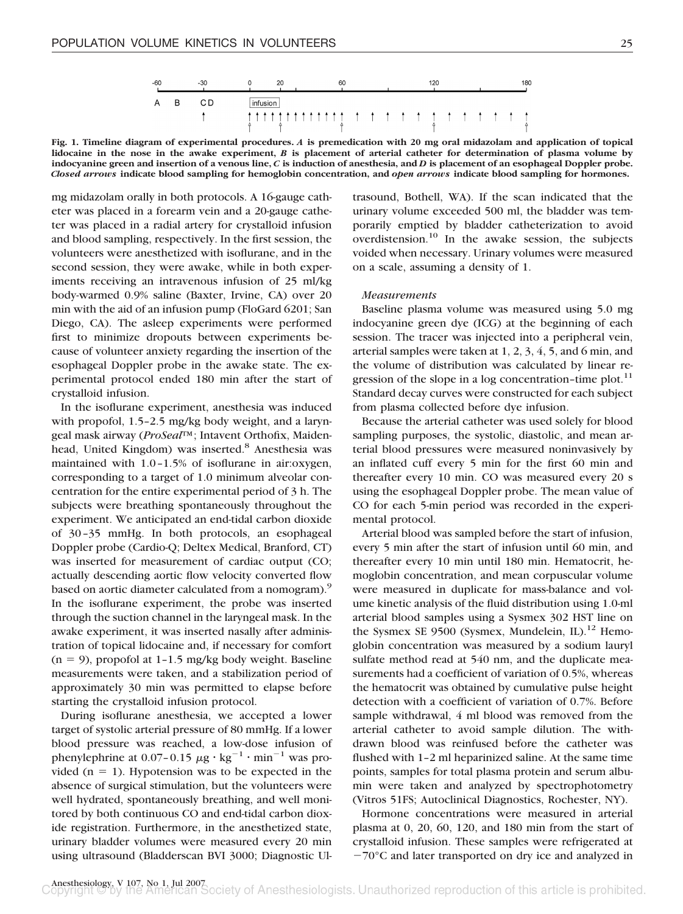Fig. 1. Timeline diagram of experimental procedures. *A* is premedication with 20 mg oral midazolam and application of topical lidocaine in the nose in the awake experiment, *B* is placement of arterial catheter for determination of plasma volume by indocyanine green and insertion of a venous line, *C* is induction of anesthesia, and *D* is placement of an esophageal Doppler probe. *Closed arrows* indicate blood sampling for hemoglobin concentration, and *open arrows* indicate blood sampling for hormones.

mg midazolam orally in both protocols. A 16-gauge catheter was placed in a forearm vein and a 20-gauge catheter was placed in a radial artery for crystalloid infusion and blood sampling, respectively. In the first session, the volunteers were anesthetized with isoflurane, and in the second session, they were awake, while in both experiments receiving an intravenous infusion of 25 ml/kg body-warmed 0.9% saline (Baxter, Irvine, CA) over 20 min with the aid of an infusion pump (FloGard 6201; San Diego, CA). The asleep experiments were performed first to minimize dropouts between experiments because of volunteer anxiety regarding the insertion of the esophageal Doppler probe in the awake state. The experimental protocol ended 180 min after the start of crystalloid infusion.

In the isoflurane experiment, anesthesia was induced with propofol, 1.5–2.5 mg/kg body weight, and a laryngeal mask airway (*ProSeal*™; Intavent Orthofix, Maidenhead, United Kingdom) was inserted.[8] Anesthesia was maintained with 1.0–1.5% of isoflurane in air:oxygen, corresponding to a target of 1.0 minimum alveolar concentration for the entire experimental period of 3 h. The subjects were breathing spontaneously throughout the experiment. We anticipated an end-tidal carbon dioxide of 30–35 mmHg. In both protocols, an esophageal Doppler probe (Cardio-Q; Deltex Medical, Branford, CT) was inserted for measurement of cardiac output (CO; actually descending aortic flow velocity converted flow based on aortic diameter calculated from a nomogram).[9] In the isoflurane experiment, the probe was inserted through the suction channel in the laryngeal mask. In the awake experiment, it was inserted nasally after administration of topical lidocaine and, if necessary for comfort ($n = 9$), propofol at 1–1.5 mg/kg body weight. Baseline measurements were taken, and a stabilization period of approximately 30 min was permitted to elapse before starting the crystalloid infusion protocol.

During isoflurane anesthesia, we accepted a lower target of systolic arterial pressure of 80 mmHg. If a lower blood pressure was reached, a low-dose infusion of phenylephrine at 0.07–0.15 $\mu g \cdot kg^{-1} \cdot min^{-1}$ was provided ($n = 1$). Hypotension was to be expected in the absence of surgical stimulation, but the volunteers were well hydrated, spontaneously breathing, and well monitored by both continuous CO and end-tidal carbon dioxide registration. Furthermore, in the anesthetized state, urinary bladder volumes were measured every 20 min using ultrasound (Bladderscan BVI 3000; Diagnostic Ultrasound, Bothell, WA). If the scan indicated that the urinary volume exceeded 500 ml, the bladder was temporarily emptied by bladder catheterization to avoid overdistension.[10] In the awake session, the subjects voided when necessary. Urinary volumes were measured on a scale, assuming a density of 1.

### *Measurements*

Baseline plasma volume was measured using 5.0 mg indocyanine green dye (ICG) at the beginning of each session. The tracer was injected into a peripheral vein, arterial samples were taken at 1, 2, 3, 4, 5, and 6 min, and the volume of distribution was calculated by linear regression of the slope in a log concentration–time plot.[11] Standard decay curves were constructed for each subject from plasma collected before dye infusion.

Because the arterial catheter was used solely for blood sampling purposes, the systolic, diastolic, and mean arterial blood pressures were measured noninvasively by an inflated cuff every 5 min for the first 60 min and thereafter every 10 min. CO was measured every 20 s using the esophageal Doppler probe. The mean value of CO for each 5-min period was recorded in the experimental protocol.

Arterial blood was sampled before the start of infusion, every 5 min after the start of infusion until 60 min, and thereafter every 10 min until 180 min. Hematocrit, hemoglobin concentration, and mean corpuscular volume were measured in duplicate for mass-balance and volume kinetic analysis of the fluid distribution using 1.0-ml arterial blood samples using a Sysmex 302 HST line on the Sysmex SE 9500 (Sysmex, Mundelein, IL).[12] Hemoglobin concentration was measured by a sodium lauryl sulfate method read at 540 nm, and the duplicate measurements had a coefficient of variation of 0.5%, whereas the hematocrit was obtained by cumulative pulse height detection with a coefficient of variation of 0.7%. Before sample withdrawal, 4 ml blood was removed from the arterial catheter to avoid sample dilution. The withdrawn blood was reinfused before the catheter was flushed with 1–2 ml heparinized saline. At the same time points, samples for total plasma protein and serum albumin were taken and analyzed by spectrophotometry (Vitros 51FS; Autoclinical Diagnostics, Rochester, NY).

Hormone concentrations were measured in arterial plasma at 0, 20, 60, 120, and 180 min from the start of crystalloid infusion. These samples were refrigerated at −70°C and later transported on dry ice and analyzed in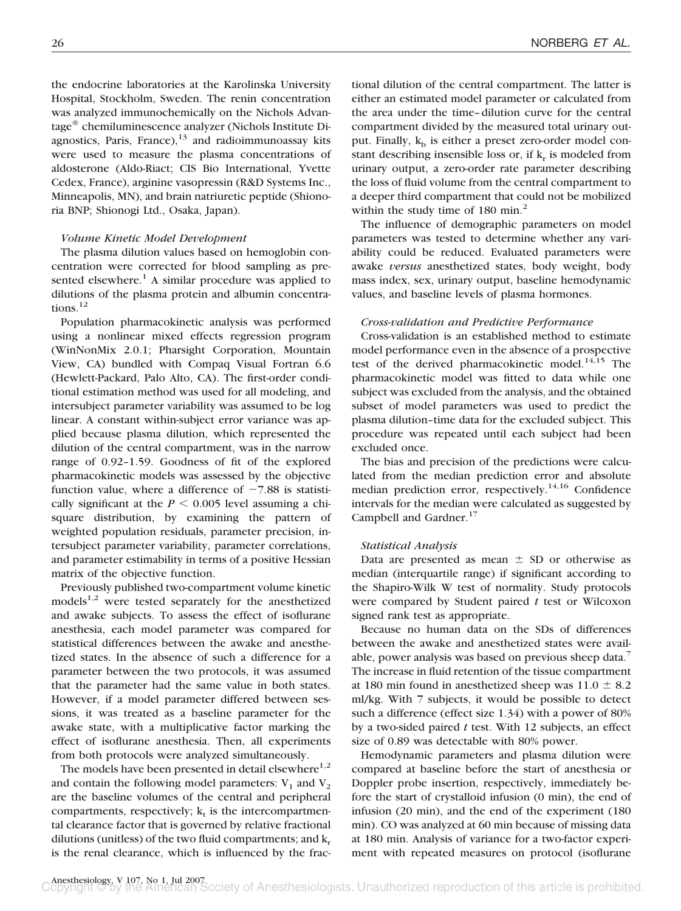the endocrine laboratories at the Karolinska University Hospital, Stockholm, Sweden. The renin concentration was analyzed immunochemically on the Nichols Advantage® chemiluminescence analyzer (Nichols Institute Diagnostics, Paris, France),[13] and radioimmunoassay kits were used to measure the plasma concentrations of aldosterone (Aldo-Riact; CIS Bio International, Yvette Cedex, France), arginine vasopressin (R&D Systems Inc., Minneapolis, MN), and brain natriuretic peptide (Shionoria BNP; Shionogi Ltd., Osaka, Japan).

*Volume Kinetic Model Development*

The plasma dilution values based on hemoglobin concentration were corrected for blood sampling as presented elsewhere.[1] A similar procedure was applied to dilutions of the plasma protein and albumin concentrations.[12]

Population pharmacokinetic analysis was performed using a nonlinear mixed effects regression program (WinNonMix 2.0.1; Pharsight Corporation, Mountain View, CA) bundled with Compaq Visual Fortran 6.6 (Hewlett-Packard, Palo Alto, CA). The first-order conditional estimation method was used for all modeling, and intersubject parameter variability was assumed to be log linear. A constant within-subject error variance was applied because plasma dilution, which represented the dilution of the central compartment, was in the narrow range of 0.92–1.59. Goodness of fit of the explored pharmacokinetic models was assessed by the objective function value, where a difference of −7.88 is statistically significant at the $P < 0.005$ level assuming a chi-square distribution, by examining the pattern of weighted population residuals, parameter precision, intersubject parameter variability, parameter correlations, and parameter estimability in terms of a positive Hessian matrix of the objective function.

Previously published two-compartment volume kinetic models[1,2] were tested separately for the anesthetized and awake subjects. To assess the effect of isoflurane anesthesia, each model parameter was compared for statistical differences between the awake and anesthetized states. In the absence of such a difference for a parameter between the two protocols, it was assumed that the parameter had the same value in both states. However, if a model parameter differed between sessions, it was treated as a baseline parameter for the awake state, with a multiplicative factor marking the effect of isoflurane anesthesia. Then, all experiments from both protocols were analyzed simultaneously.

The models have been presented in detail elsewhere[1,2] and contain the following model parameters: $V_1$ and $V_2$ are the baseline volumes of the central and peripheral compartments, respectively; $k_t$ is the intercompartmental clearance factor that is governed by relative fractional dilutions (unitless) of the two fluid compartments; and $k_r$ is the renal clearance, which is influenced by the fractional dilution of the central compartment. The latter is either an estimated model parameter or calculated from the area under the time–dilution curve for the central compartment divided by the measured total urinary output. Finally, $k_b$ is either a preset zero-order model constant describing insensible loss or, if $k_r$ is modeled from urinary output, a zero-order rate parameter describing the loss of fluid volume from the central compartment to a deeper third compartment that could not be mobilized within the study time of 180 min.[2]

The influence of demographic parameters on model parameters was tested to determine whether any variability could be reduced. Evaluated parameters were awake *versus* anesthetized states, body weight, body mass index, sex, urinary output, baseline hemodynamic values, and baseline levels of plasma hormones.

*Cross-validation and Predictive Performance*

Cross-validation is an established method to estimate model performance even in the absence of a prospective test of the derived pharmacokinetic model.[14,15] The pharmacokinetic model was fitted to data while one subject was excluded from the analysis, and the obtained subset of model parameters was used to predict the plasma dilution–time data for the excluded subject. This procedure was repeated until each subject had been excluded once.

The bias and precision of the predictions were calculated from the median prediction error and absolute median prediction error, respectively.[14,16] Confidence intervals for the median were calculated as suggested by Campbell and Gardner.[17]

*Statistical Analysis*

Data are presented as mean ± SD or otherwise as median (interquartile range) if significant according to the Shapiro-Wilk W test of normality. Study protocols were compared by Student paired *t* test or Wilcoxon signed rank test as appropriate.

Because no human data on the SDs of differences between the awake and anesthetized states were available, power analysis was based on previous sheep data.[7] The increase in fluid retention of the tissue compartment at 180 min found in anesthetized sheep was 11.0 ± 8.2 ml/kg. With 7 subjects, it would be possible to detect such a difference (effect size 1.34) with a power of 80% by a two-sided paired *t* test. With 12 subjects, an effect size of 0.89 was detectable with 80% power.

Hemodynamic parameters and plasma dilution were compared at baseline before the start of anesthesia or Doppler probe insertion, respectively, immediately before the start of crystalloid infusion (0 min), the end of infusion (20 min), and the end of the experiment (180 min). CO was analyzed at 60 min because of missing data at 180 min. Analysis of variance for a two-factor experiment with repeated measures on protocol (isoflurane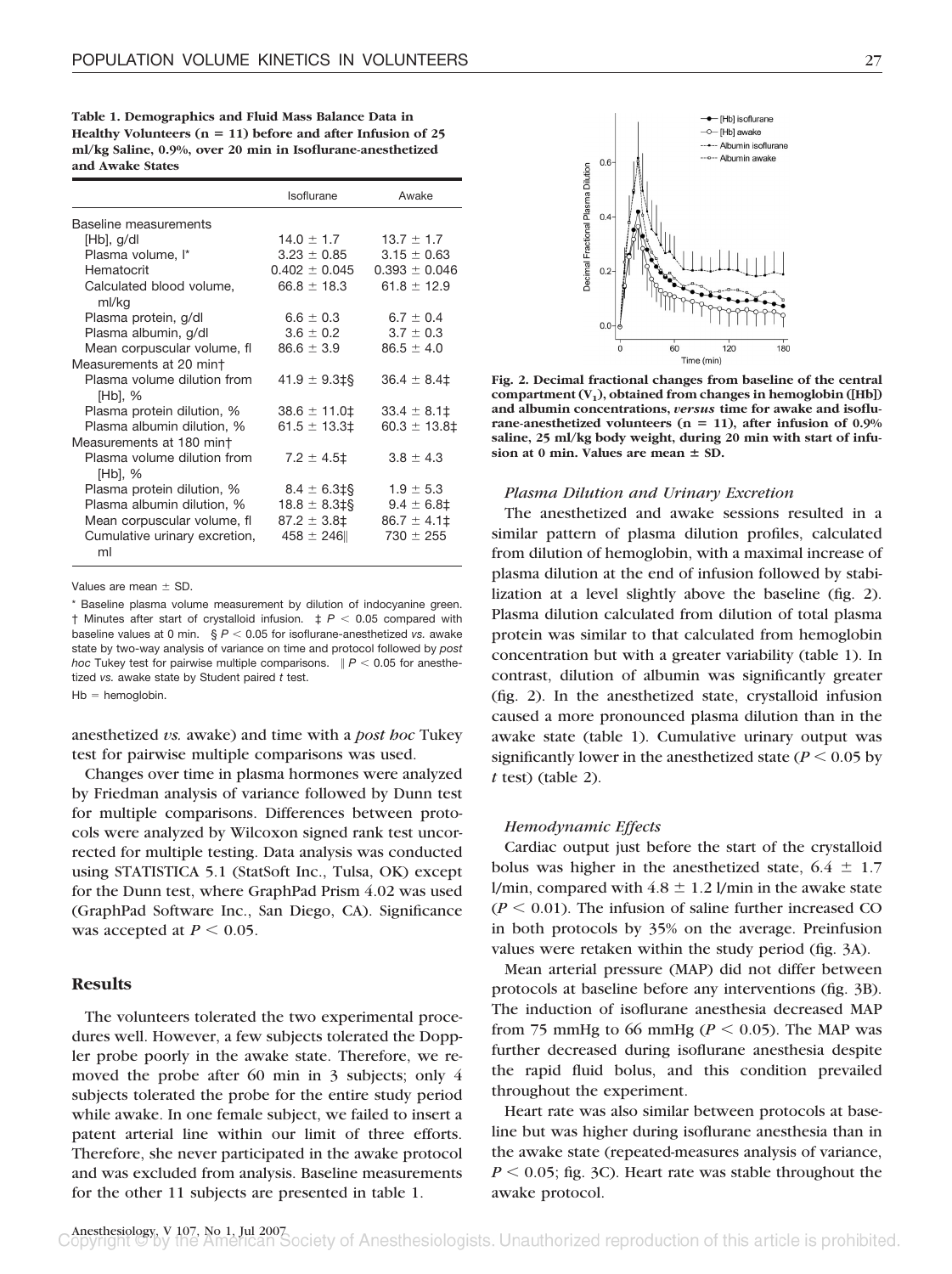**Table 1. Demographics and Fluid Mass Balance Data in Healthy Volunteers (n = 11) before and after Infusion of 25 ml/kg Saline, 0.9%, over 20 min in Isoflurane-anesthetized and Awake States**

| | Isoflurane | Awake |
|---|---|---|
| Baseline measurements | | |
| [Hb], g/dl | 14.0 ± 1.7 | 13.7 ± 1.7 |
| Plasma volume, l* | 3.23 ± 0.85 | 3.15 ± 0.63 |
| Hematocrit | 0.402 ± 0.045 | 0.393 ± 0.046 |
| Calculated blood volume, ml/kg | 66.8 ± 18.3 | 61.8 ± 12.9 |
| Plasma protein, g/dl | 6.6 ± 0.3 | 6.7 ± 0.4 |
| Plasma albumin, g/dl | 3.6 ± 0.2 | 3.7 ± 0.3 |
| Mean corpuscular volume, fl | 86.6 ± 3.9 | 86.5 ± 4.0 |
| Measurements at 20 min† | | |
| Plasma volume dilution from [Hb], % | 41.9 ± 9.3‡§ | 36.4 ± 8.4‡ |
| Plasma protein dilution, % | 38.6 ± 11.0‡ | 33.4 ± 8.1‡ |
| Plasma albumin dilution, % | 61.5 ± 13.3‡ | 60.3 ± 13.8‡ |
| Measurements at 180 min† | | |
| Plasma volume dilution from [Hb], % | 7.2 ± 4.5‡ | 3.8 ± 4.3 |
| Plasma protein dilution, % | 8.4 ± 6.3‡§ | 1.9 ± 5.3 |
| Plasma albumin dilution, % | 18.8 ± 8.3‡§ | 9.4 ± 6.8‡ |
| Mean corpuscular volume, fl | 87.2 ± 3.8‡ | 86.7 ± 4.1‡ |
| Cumulative urinary excretion, ml | 458 ± 246‖ | 730 ± 255 |

Values are mean ± SD.

\* Baseline plasma volume measurement by dilution of indocyanine green. † Minutes after start of crystalloid infusion. ‡ $P < 0.05$ compared with baseline values at 0 min. § $P < 0.05$ for isoflurane-anesthetized *vs.* awake state by two-way analysis of variance on time and protocol followed by *post hoc* Tukey test for pairwise multiple comparisons. ‖ $P < 0.05$ for anesthetized *vs.* awake state by Student paired *t* test.

Hb = hemoglobin.

anesthetized *vs.* awake) and time with a *post hoc* Tukey test for pairwise multiple comparisons was used.

Changes over time in plasma hormones were analyzed by Friedman analysis of variance followed by Dunn test for multiple comparisons. Differences between protocols were analyzed by Wilcoxon signed rank test uncorrected for multiple testing. Data analysis was conducted using STATISTICA 5.1 (StatSoft Inc., Tulsa, OK) except for the Dunn test, where GraphPad Prism 4.02 was used (GraphPad Software Inc., San Diego, CA). Significance was accepted at $P < 0.05$.

## Results

The volunteers tolerated the two experimental procedures well. However, a few subjects tolerated the Doppler probe poorly in the awake state. Therefore, we removed the probe after 60 min in 3 subjects; only 4 subjects tolerated the probe for the entire study period while awake. In one female subject, we failed to insert a patent arterial line within our limit of three efforts. Therefore, she never participated in the awake protocol and was excluded from analysis. Baseline measurements for the other 11 subjects are presented in table 1.

**Fig. 2. Decimal fractional changes from baseline of the central compartment ($V_1$), obtained from changes in hemoglobin ([Hb]) and albumin concentrations, *versus* time for awake and isoflurane-anesthetized volunteers (n = 11), after infusion of 0.9% saline, 25 ml/kg body weight, during 20 min with start of infusion at 0 min. Values are mean ± SD.**

### Plasma Dilution and Urinary Excretion

The anesthetized and awake sessions resulted in a similar pattern of plasma dilution profiles, calculated from dilution of hemoglobin, with a maximal increase of plasma dilution at the end of infusion followed by stabilization at a level slightly above the baseline (fig. 2). Plasma dilution calculated from dilution of total plasma protein was similar to that calculated from hemoglobin concentration but with a greater variability (table 1). In contrast, dilution of albumin was significantly greater (fig. 2). In the anesthetized state, crystalloid infusion caused a more pronounced plasma dilution than in the awake state (table 1). Cumulative urinary output was significantly lower in the anesthetized state ($P < 0.05$ by *t* test) (table 2).

### Hemodynamic Effects

Cardiac output just before the start of the crystalloid bolus was higher in the anesthetized state, 6.4 ± 1.7 l/min, compared with 4.8 ± 1.2 l/min in the awake state ($P < 0.01$). The infusion of saline further increased CO in both protocols by 35% on the average. Preinfusion values were retaken within the study period (fig. 3A).

Mean arterial pressure (MAP) did not differ between protocols at baseline before any interventions (fig. 3B). The induction of isoflurane anesthesia decreased MAP from 75 mmHg to 66 mmHg ($P < 0.05$). The MAP was further decreased during isoflurane anesthesia despite the rapid fluid bolus, and this condition prevailed throughout the experiment.

Heart rate was also similar between protocols at baseline but was higher during isoflurane anesthesia than in the awake state (repeated-measures analysis of variance, $P < 0.05$; fig. 3C). Heart rate was stable throughout the awake protocol.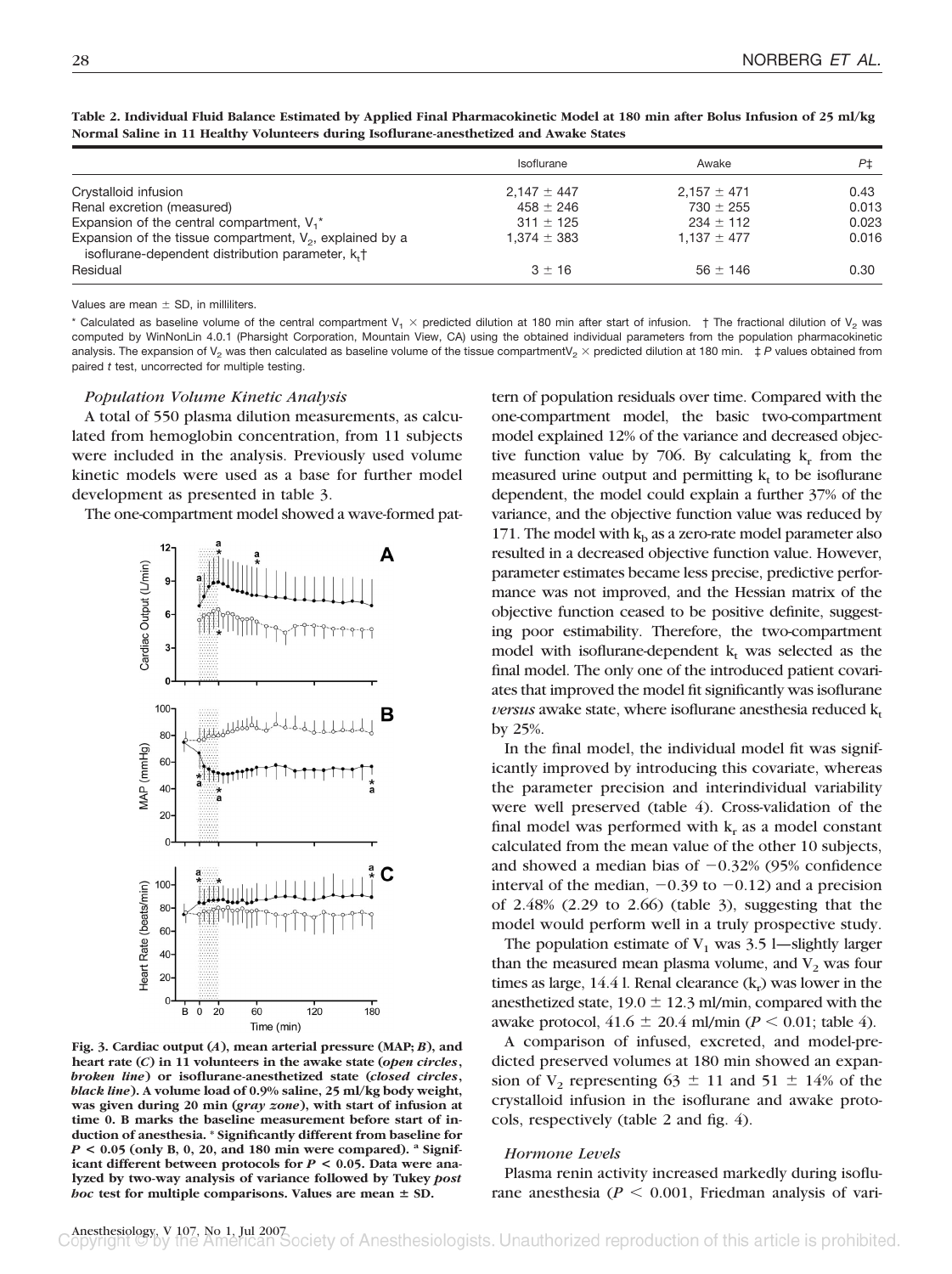**Table 2. Individual Fluid Balance Estimated by Applied Final Pharmacokinetic Model at 180 min after Bolus Infusion of 25 ml/kg Normal Saline in 11 Healthy Volunteers during Isoflurane-anesthetized and Awake States**

| | Isoflurane | Awake | P‡ |
|---|---|---|---|
| Crystalloid infusion | 2,147 ± 447 | 2,157 ± 471 | 0.43 |
| Renal excretion (measured) | 458 ± 246 | 730 ± 255 | 0.013 |
| Expansion of the central compartment, $V_1$* | 311 ± 125 | 234 ± 112 | 0.023 |
| Expansion of the tissue compartment, $V_2$, explained by a isoflurane-dependent distribution parameter, $k_t$† | 1,374 ± 383 | 1,137 ± 477 | 0.016 |
| Residual | 3 ± 16 | 56 ± 146 | 0.30 |

Values are mean ± SD, in milliliters.

\* Calculated as baseline volume of the central compartment $V_1$ × predicted dilution at 180 min after start of infusion. † The fractional dilution of $V_2$ was computed by WinNonLin 4.0.1 (Pharsight Corporation, Mountain View, CA) using the obtained individual parameters from the population pharmacokinetic analysis. The expansion of $V_2$ was then calculated as baseline volume of the tissue compartment$V_2$ × predicted dilution at 180 min. ‡ *P* values obtained from paired *t* test, uncorrected for multiple testing.

### *Population Volume Kinetic Analysis*

A total of 550 plasma dilution measurements, as calculated from hemoglobin concentration, from 11 subjects were included in the analysis. Previously used volume kinetic models were used as a base for further model development as presented in table 3.

The one-compartment model showed a wave-formed pattern of population residuals over time. Compared with the one-compartment model, the basic two-compartment model explained 12% of the variance and decreased objective function value by 706. By calculating $k_r$ from the measured urine output and permitting $k_t$ to be isoflurane dependent, the model could explain a further 37% of the variance, and the objective function value was reduced by 171. The model with $k_b$ as a zero-rate model parameter also resulted in a decreased objective function value. However, parameter estimates became less precise, predictive performance was not improved, and the Hessian matrix of the objective function ceased to be positive definite, suggesting poor estimability. Therefore, the two-compartment model with isoflurane-dependent $k_t$ was selected as the final model. The only one of the introduced patient covariates that improved the model fit significantly was isoflurane *versus* awake state, where isoflurane anesthesia reduced $k_t$ by 25%.

**Fig. 3. Cardiac output (*A*), mean arterial pressure (MAP; *B*), and heart rate (*C*) in 11 volunteers in the awake state (*open circles*, *broken line*) or isoflurane-anesthetized state (*closed circles*, *black line*). A volume load of 0.9% saline, 25 ml/kg body weight, was given during 20 min (*gray zone*), with start of infusion at time 0. B marks the baseline measurement before start of induction of anesthesia. \* Significantly different from baseline for $P < 0.05$ (only B, 0, 20, and 180 min were compared). [a] Significant different between protocols for $P < 0.05$. Data were analyzed by two-way analysis of variance followed by Tukey *post hoc* test for multiple comparisons. Values are mean ± SD.**

In the final model, the individual model fit was significantly improved by introducing this covariate, whereas the parameter precision and interindividual variability were well preserved (table 4). Cross-validation of the final model was performed with $k_r$ as a model constant calculated from the mean value of the other 10 subjects, and showed a median bias of −0.32% (95% confidence interval of the median, −0.39 to −0.12) and a precision of 2.48% (2.29 to 2.66) (table 3), suggesting that the model would perform well in a truly prospective study.

The population estimate of $V_1$ was 3.5 l—slightly larger than the measured mean plasma volume, and $V_2$ was four times as large, 14.4 l. Renal clearance ($k_r$) was lower in the anesthetized state, 19.0 ± 12.3 ml/min, compared with the awake protocol, 41.6 ± 20.4 ml/min ($P < 0.01$; table 4).

A comparison of infused, excreted, and model-predicted preserved volumes at 180 min showed an expansion of $V_2$ representing 63 ± 11 and 51 ± 14% of the crystalloid infusion in the isoflurane and awake protocols, respectively (table 2 and fig. 4).

### *Hormone Levels*

Plasma renin activity increased markedly during isoflurane anesthesia ($P < 0.001$, Friedman analysis of vari-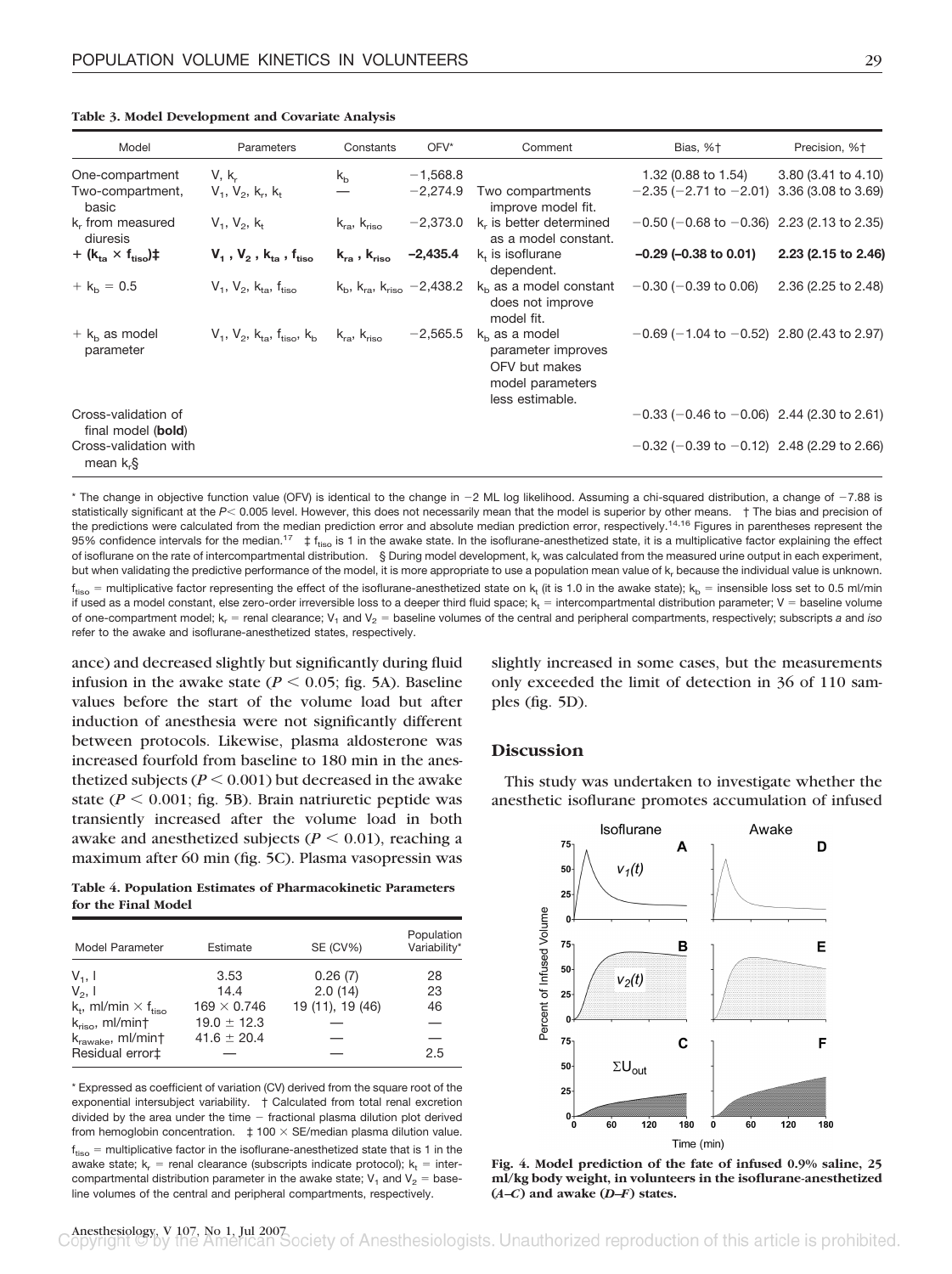**Table 3. Model Development and Covariate Analysis**

| Model | Parameters | Constants | OFV* | Comment | Bias, %† | Precision, %† |
|---|---|---|---|---|---|---|
| One-compartment | V, $k_r$ | $k_b$ | −1,568.8 | | 1.32 (0.88 to 1.54) | 3.80 (3.41 to 4.10) |
| Two-compartment, basic | $V_1$, $V_2$, $k_r$, $k_t$ | — | −2,274.9 | Two compartments improve model fit. | −2.35 (−2.71 to −2.01) | 3.36 (3.08 to 3.69) |
| $k_r$ from measured diuresis | $V_1$, $V_2$, $k_t$ | $k_{ra}$, $k_{riso}$ | −2,373.0 | $k_r$ is better determined as a model constant. | −0.50 (−0.68 to −0.36) | 2.23 (2.13 to 2.35) |
| **+ ($k_{ta}$ × $f_{tiso}$)‡** | **$V_1$, $V_2$, $k_{ta}$, $f_{tiso}$** | **$k_{ra}$, $k_{riso}$** | **−2,435.4** | $k_t$ is isoflurane dependent. | **−0.29 (−0.38 to 0.01)** | **2.23 (2.15 to 2.46)** |
| + $k_b$ = 0.5 | $V_1$, $V_2$, $k_{ta}$, $f_{tiso}$ | $k_b$, $k_{ra}$, $k_{riso}$ | −2,438.2 | $k_b$ as a model constant does not improve model fit. | −0.30 (−0.39 to 0.06) | 2.36 (2.25 to 2.48) |
| + $k_b$ as model parameter | $V_1$, $V_2$, $k_{ta}$, $f_{tiso}$, $k_b$ | $k_{ra}$, $k_{riso}$ | −2,565.5 | $k_b$ as a model parameter improves OFV but makes model parameters less estimable. | −0.69 (−1.04 to −0.52) | 2.80 (2.43 to 2.97) |
| Cross-validation of final model (**bold**) | | | | | −0.33 (−0.46 to −0.06) | 2.44 (2.30 to 2.61) |
| Cross-validation with mean $k_r$§ | | | | | −0.32 (−0.39 to −0.12) | 2.48 (2.29 to 2.66) |

\* The change in objective function value (OFV) is identical to the change in −2 ML log likelihood. Assuming a chi-squared distribution, a change of −7.88 is statistically significant at the $P < 0.005$ level. However, this does not necessarily mean that the model is superior by other means. † The bias and precision of the predictions were calculated from the median prediction error and absolute median prediction error, respectively.[14,16] Figures in parentheses represent the 95% confidence intervals for the median.[17] ‡ $f_{tiso}$ is 1 in the awake state. In the isoflurane-anesthetized state, it is a multiplicative factor explaining the effect of isoflurane on the rate of intercompartmental distribution. § During model development, $k_r$ was calculated from the measured urine output in each experiment, but when validating the predictive performance of the model, it is more appropriate to use a population mean value of $k_r$ because the individual value is unknown.

$f_{tiso}$ = multiplicative factor representing the effect of the isoflurane-anesthetized state on $k_t$ (it is 1.0 in the awake state); $k_b$ = insensible loss set to 0.5 ml/min if used as a model constant, else zero-order irreversible loss to a deeper third fluid space; $k_t$ = intercompartmental distribution parameter; V = baseline volume of one-compartment model; $k_r$ = renal clearance; $V_1$ and $V_2$ = baseline volumes of the central and peripheral compartments, respectively; subscripts *a* and *iso* refer to the awake and isoflurane-anesthetized states, respectively.

ance) and decreased slightly but significantly during fluid infusion in the awake state ($P < 0.05$; fig. 5A). Baseline values before the start of the volume load but after induction of anesthesia were not significantly different between protocols. Likewise, plasma aldosterone was increased fourfold from baseline to 180 min in the anesthetized subjects ($P < 0.001$) but decreased in the awake state ($P < 0.001$; fig. 5B). Brain natriuretic peptide was transiently increased after the volume load in both awake and anesthetized subjects ($P < 0.01$), reaching a maximum after 60 min (fig. 5C). Plasma vasopressin was slightly increased in some cases, but the measurements only exceeded the limit of detection in 36 of 110 samples (fig. 5D).

**Table 4. Population Estimates of Pharmacokinetic Parameters for the Final Model**

| Model Parameter | Estimate | SE (CV%) | Population Variability* |
|---|---|---|---|
| $V_1$, l | 3.53 | 0.26 (7) | 28 |
| $V_2$, l | 14.4 | 2.0 (14) | 23 |
| $k_t$, ml/min × $f_{tiso}$ | 169 × 0.746 | 19 (11), 19 (46) | 46 |
| $k_{riso}$, ml/min† | 19.0 ± 12.3 | — | — |
| $k_{rawake}$, ml/min† | 41.6 ± 20.4 | — | — |
| Residual error‡ | — | — | 2.5 |

\* Expressed as coefficient of variation (CV) derived from the square root of the exponential intersubject variability. † Calculated from total renal excretion divided by the area under the time − fractional plasma dilution plot derived from hemoglobin concentration. ‡ 100 × SE/median plasma dilution value.

$f_{tiso}$ = multiplicative factor in the isoflurane-anesthetized state that is 1 in the awake state; $k_r$ = renal clearance (subscripts indicate protocol); $k_t$ = intercompartmental distribution parameter in the awake state; $V_1$ and $V_2$ = baseline volumes of the central and peripheral compartments, respectively.

## Discussion

This study was undertaken to investigate whether the anesthetic isoflurane promotes accumulation of infused

**Fig. 4. Model prediction of the fate of infused 0.9% saline, 25 ml/kg body weight, in volunteers in the isoflurane-anesthetized (*A–C*) and awake (*D–F*) states.**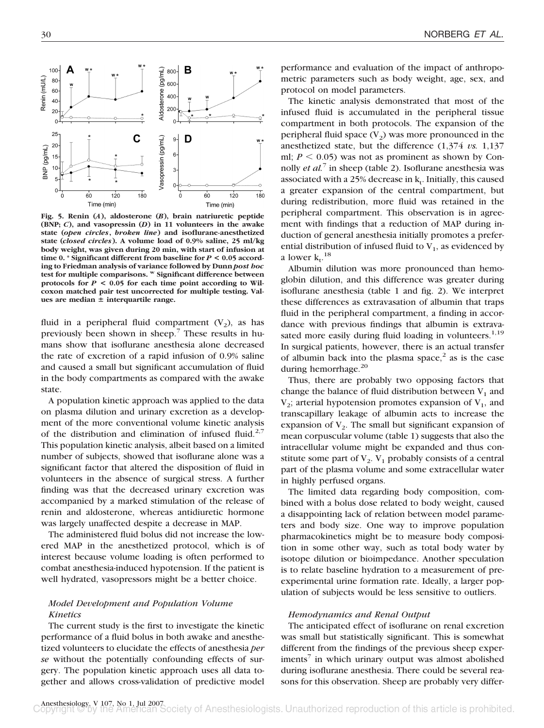Fig. 5. Renin (*A*), aldosterone (*B*), brain natriuretic peptide (BNP; *C*), and vasopressin (*D*) in 11 volunteers in the awake state (*open circles*, *broken line*) and isoflurane-anesthetized state (*closed circles*). A volume load of 0.9% saline, 25 ml/kg body weight, was given during 20 min, with start of infusion at time 0. * Significant different from baseline for $P < 0.05$ according to Friedman analysis of variance followed by Dunn *post hoc* test for multiple comparisons. w Significant difference between protocols for $P < 0.05$ for each time point according to Wilcoxon matched pair test uncorrected for multiple testing. Values are median ± interquartile range.

fluid in a peripheral fluid compartment ($V_2$), as has previously been shown in sheep.[7] These results in humans show that isoflurane anesthesia alone decreased the rate of excretion of a rapid infusion of 0.9% saline and caused a small but significant accumulation of fluid in the body compartments as compared with the awake state.

A population kinetic approach was applied to the data on plasma dilution and urinary excretion as a development of the more conventional volume kinetic analysis of the distribution and elimination of infused fluid.[2,7] This population kinetic analysis, albeit based on a limited number of subjects, showed that isoflurane alone was a significant factor that altered the disposition of fluid in volunteers in the absence of surgical stress. A further finding was that the decreased urinary excretion was accompanied by a marked stimulation of the release of renin and aldosterone, whereas antidiuretic hormone was largely unaffected despite a decrease in MAP.

The administered fluid bolus did not increase the lowered MAP in the anesthetized protocol, which is of interest because volume loading is often performed to combat anesthesia-induced hypotension. If the patient is well hydrated, vasopressors might be a better choice.

### *Model Development and Population Volume Kinetics*

The current study is the first to investigate the kinetic performance of a fluid bolus in both awake and anesthetized volunteers to elucidate the effects of anesthesia *per se* without the potentially confounding effects of surgery. The population kinetic approach uses all data together and allows cross-validation of predictive model performance and evaluation of the impact of anthropometric parameters such as body weight, age, sex, and protocol on model parameters.

The kinetic analysis demonstrated that most of the infused fluid is accumulated in the peripheral tissue compartment in both protocols. The expansion of the peripheral fluid space ($V_2$) was more pronounced in the anesthetized state, but the difference (1,374 *vs.* 1,137 ml; $P < 0.05$) was not as prominent as shown by Connolly *et al.*[7] in sheep (table 2). Isoflurane anesthesia was associated with a 25% decrease in $k_t$. Initially, this caused a greater expansion of the central compartment, but during redistribution, more fluid was retained in the peripheral compartment. This observation is in agreement with findings that a reduction of MAP during induction of general anesthesia initially promotes a preferential distribution of infused fluid to $V_1$, as evidenced by a lower $k_t$.[18]

Albumin dilution was more pronounced than hemoglobin dilution, and this difference was greater during isoflurane anesthesia (table 1 and fig. 2). We interpret these differences as extravasation of albumin that traps fluid in the peripheral compartment, a finding in accordance with previous findings that albumin is extravasated more easily during fluid loading in volunteers.[1,19] In surgical patients, however, there is an actual transfer of albumin back into the plasma space,[2] as is the case during hemorrhage.[20]

Thus, there are probably two opposing factors that change the balance of fluid distribution between $V_1$ and $V_2$; arterial hypotension promotes expansion of $V_1$, and transcapillary leakage of albumin acts to increase the expansion of $V_2$. The small but significant expansion of mean corpuscular volume (table 1) suggests that also the intracellular volume might be expanded and thus constitute some part of $V_2$. $V_1$ probably consists of a central part of the plasma volume and some extracellular water in highly perfused organs.

The limited data regarding body composition, combined with a bolus dose related to body weight, caused a disappointing lack of relation between model parameters and body size. One way to improve population pharmacokinetics might be to measure body composition in some other way, such as total body water by isotope dilution or bioimpedance. Another speculation is to relate baseline hydration to a measurement of preexperimental urine formation rate. Ideally, a larger population of subjects would be less sensitive to outliers.

### *Hemodynamics and Renal Output*

The anticipated effect of isoflurane on renal excretion was small but statistically significant. This is somewhat different from the findings of the previous sheep experiments[7] in which urinary output was almost abolished during isoflurane anesthesia. There could be several reasons for this observation. Sheep are probably very differ-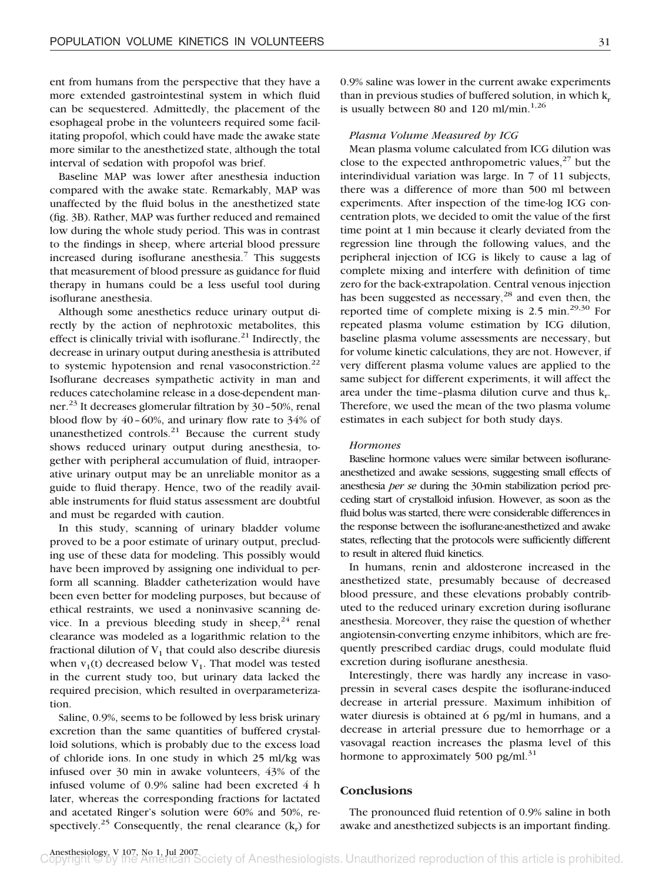ent from humans from the perspective that they have a more extended gastrointestinal system in which fluid can be sequestered. Admittedly, the placement of the esophageal probe in the volunteers required some facilitating propofol, which could have made the awake state more similar to the anesthetized state, although the total interval of sedation with propofol was brief.

Baseline MAP was lower after anesthesia induction compared with the awake state. Remarkably, MAP was unaffected by the fluid bolus in the anesthetized state (fig. 3B). Rather, MAP was further reduced and remained low during the whole study period. This was in contrast to the findings in sheep, where arterial blood pressure increased during isoflurane anesthesia.[7] This suggests that measurement of blood pressure as guidance for fluid therapy in humans could be a less useful tool during isoflurane anesthesia.

Although some anesthetics reduce urinary output directly by the action of nephrotoxic metabolites, this effect is clinically trivial with isoflurane.[21] Indirectly, the decrease in urinary output during anesthesia is attributed to systemic hypotension and renal vasoconstriction.[22] Isoflurane decreases sympathetic activity in man and reduces catecholamine release in a dose-dependent manner.[23] It decreases glomerular filtration by 30–50%, renal blood flow by 40–60%, and urinary flow rate to 34% of unanesthetized controls.[21] Because the current study shows reduced urinary output during anesthesia, together with peripheral accumulation of fluid, intraoperative urinary output may be an unreliable monitor as a guide to fluid therapy. Hence, two of the readily available instruments for fluid status assessment are doubtful and must be regarded with caution.

In this study, scanning of urinary bladder volume proved to be a poor estimate of urinary output, precluding use of these data for modeling. This possibly would have been improved by assigning one individual to perform all scanning. Bladder catheterization would have been even better for modeling purposes, but because of ethical restraints, we used a noninvasive scanning device. In a previous bleeding study in sheep,[24] renal clearance was modeled as a logarithmic relation to the fractional dilution of $V_1$ that could also describe diuresis when $v_1(t)$ decreased below $V_1$. That model was tested in the current study too, but urinary data lacked the required precision, which resulted in overparameterization.

Saline, 0.9%, seems to be followed by less brisk urinary excretion than the same quantities of buffered crystalloid solutions, which is probably due to the excess load of chloride ions. In one study in which 25 ml/kg was infused over 30 min in awake volunteers, 43% of the infused volume of 0.9% saline had been excreted 4 h later, whereas the corresponding fractions for lactated and acetated Ringer's solution were 60% and 50%, respectively.[25] Consequently, the renal clearance ($k_r$) for 0.9% saline was lower in the current awake experiments than in previous studies of buffered solution, in which $k_r$ is usually between 80 and 120 ml/min.[1,26]

### *Plasma Volume Measured by ICG*

Mean plasma volume calculated from ICG dilution was close to the expected anthropometric values,[27] but the interindividual variation was large. In 7 of 11 subjects, there was a difference of more than 500 ml between experiments. After inspection of the time-log ICG concentration plots, we decided to omit the value of the first time point at 1 min because it clearly deviated from the regression line through the following values, and the peripheral injection of ICG is likely to cause a lag of complete mixing and interfere with definition of time zero for the back-extrapolation. Central venous injection has been suggested as necessary,[28] and even then, the reported time of complete mixing is 2.5 min.[29,30] For repeated plasma volume estimation by ICG dilution, baseline plasma volume assessments are necessary, but for volume kinetic calculations, they are not. However, if very different plasma volume values are applied to the same subject for different experiments, it will affect the area under the time–plasma dilution curve and thus $k_r$. Therefore, we used the mean of the two plasma volume estimates in each subject for both study days.

### *Hormones*

Baseline hormone values were similar between isoflurane-anesthetized and awake sessions, suggesting small effects of anesthesia *per se* during the 30-min stabilization period preceding start of crystalloid infusion. However, as soon as the fluid bolus was started, there were considerable differences in the response between the isoflurane-anesthetized and awake states, reflecting that the protocols were sufficiently different to result in altered fluid kinetics.

In humans, renin and aldosterone increased in the anesthetized state, presumably because of decreased blood pressure, and these elevations probably contributed to the reduced urinary excretion during isoflurane anesthesia. Moreover, they raise the question of whether angiotensin-converting enzyme inhibitors, which are frequently prescribed cardiac drugs, could modulate fluid excretion during isoflurane anesthesia.

Interestingly, there was hardly any increase in vasopressin in several cases despite the isoflurane-induced decrease in arterial pressure. Maximum inhibition of water diuresis is obtained at 6 pg/ml in humans, and a decrease in arterial pressure due to hemorrhage or a vasovagal reaction increases the plasma level of this hormone to approximately 500 pg/ml.[31]

## Conclusions

The pronounced fluid retention of 0.9% saline in both awake and anesthetized subjects is an important finding.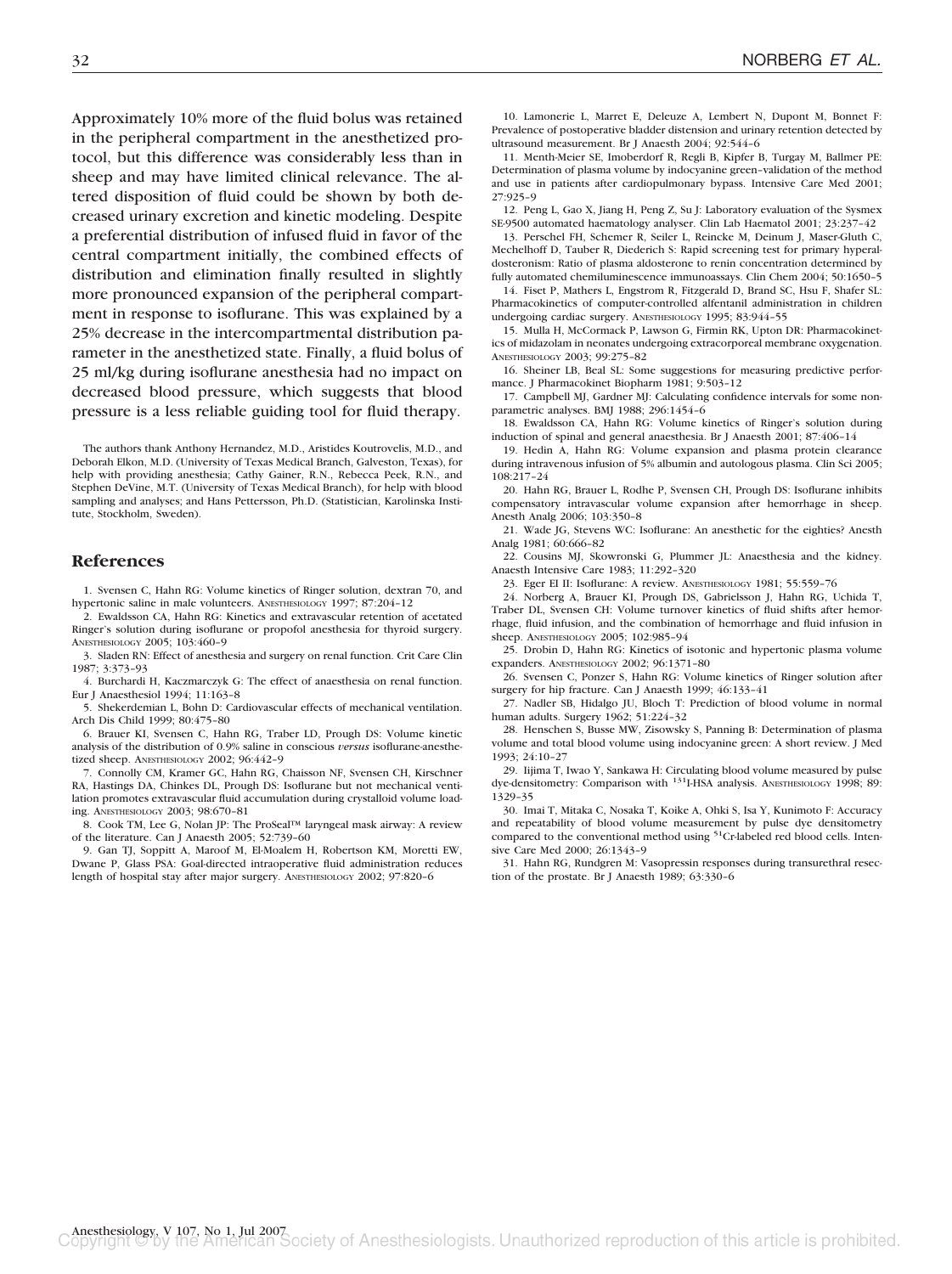Approximately 10% more of the fluid bolus was retained in the peripheral compartment in the anesthetized protocol, but this difference was considerably less than in sheep and may have limited clinical relevance. The altered disposition of fluid could be shown by both decreased urinary excretion and kinetic modeling. Despite a preferential distribution of infused fluid in favor of the central compartment initially, the combined effects of distribution and elimination finally resulted in slightly more pronounced expansion of the peripheral compartment in response to isoflurane. This was explained by a 25% decrease in the intercompartmental distribution parameter in the anesthetized state. Finally, a fluid bolus of 25 ml/kg during isoflurane anesthesia had no impact on decreased blood pressure, which suggests that blood pressure is a less reliable guiding tool for fluid therapy.

The authors thank Anthony Hernandez, M.D., Aristides Koutrovelis, M.D., and Deborah Elkon, M.D. (University of Texas Medical Branch, Galveston, Texas), for help with providing anesthesia; Cathy Gainer, R.N., Rebecca Peek, R.N., and Stephen DeVine, M.T. (University of Texas Medical Branch), for help with blood sampling and analyses; and Hans Pettersson, Ph.D. (Statistician, Karolinska Institute, Stockholm, Sweden).

## References

1. Svensen C, Hahn RG: Volume kinetics of Ringer solution, dextran 70, and hypertonic saline in male volunteers. Anesthesiology 1997; 87:204–12
2. Ewaldsson CA, Hahn RG: Kinetics and extravascular retention of acetated Ringer's solution during isoflurane or propofol anesthesia for thyroid surgery. Anesthesiology 2005; 103:460–9
3. Sladen RN: Effect of anesthesia and surgery on renal function. Crit Care Clin 1987; 3:373–93
4. Burchardi H, Kaczmarczyk G: The effect of anaesthesia on renal function. Eur J Anaesthesiol 1994; 11:163–8
5. Shekerdemian L, Bohn D: Cardiovascular effects of mechanical ventilation. Arch Dis Child 1999; 80:475–80
6. Brauer KI, Svensen C, Hahn RG, Traber LD, Prough DS: Volume kinetic analysis of the distribution of 0.9% saline in conscious *versus* isoflurane-anesthetized sheep. Anesthesiology 2002; 96:442–9
7. Connolly CM, Kramer GC, Hahn RG, Chaisson NF, Svensen CH, Kirschner RA, Hastings DA, Chinkes DL, Prough DS: Isoflurane but not mechanical ventilation promotes extravascular fluid accumulation during crystalloid volume loading. Anesthesiology 2003; 98:670–81
8. Cook TM, Lee G, Nolan JP: The ProSeal™ laryngeal mask airway: A review of the literature. Can J Anaesth 2005; 52:739–60
9. Gan TJ, Soppitt A, Maroof M, El-Moalem H, Robertson KM, Moretti EW, Dwane P, Glass PSA: Goal-directed intraoperative fluid administration reduces length of hospital stay after major surgery. Anesthesiology 2002; 97:820–6
10. Lamonerie L, Marret E, Deleuze A, Lembert N, Dupont M, Bonnet F: Prevalence of postoperative bladder distension and urinary retention detected by ultrasound measurement. Br J Anaesth 2004; 92:544–6
11. Menth-Meier SE, Imoberdorf R, Regli B, Kipfer B, Turgay M, Ballmer PE: Determination of plasma volume by indocyanine green–validation of the method and use in patients after cardiopulmonary bypass. Intensive Care Med 2001; 27:925–9
12. Peng L, Gao X, Jiang H, Peng Z, Su J: Laboratory evaluation of the Sysmex SE-9500 automated haematology analyser. Clin Lab Haematol 2001; 23:237–42
13. Perschel FH, Schemer R, Seiler L, Reincke M, Deinum J, Maser-Gluth C, Mechelhoff D, Tauber R, Diederich S: Rapid screening test for primary hyperaldosteronism: Ratio of plasma aldosterone to renin concentration determined by fully automated chemiluminescence immunoassays. Clin Chem 2004; 50:1650–5
14. Fiset P, Mathers L, Engstrom R, Fitzgerald D, Brand SC, Hsu F, Shafer SL: Pharmacokinetics of computer-controlled alfentanil administration in children undergoing cardiac surgery. Anesthesiology 1995; 83:944–55
15. Mulla H, McCormack P, Lawson G, Firmin RK, Upton DR: Pharmacokinetics of midazolam in neonates undergoing extracorporeal membrane oxygenation. Anesthesiology 2003; 99:275–82
16. Sheiner LB, Beal SL: Some suggestions for measuring predictive performance. J Pharmacokinet Biopharm 1981; 9:503–12
17. Campbell MJ, Gardner MJ: Calculating confidence intervals for some nonparametric analyses. BMJ 1988; 296:1454–6
18. Ewaldsson CA, Hahn RG: Volume kinetics of Ringer's solution during induction of spinal and general anaesthesia. Br J Anaesth 2001; 87:406–14
19. Hedin A, Hahn RG: Volume expansion and plasma protein clearance during intravenous infusion of 5% albumin and autologous plasma. Clin Sci 2005; 108:217–24
20. Hahn RG, Brauer L, Rodhe P, Svensen CH, Prough DS: Isoflurane inhibits compensatory intravascular volume expansion after hemorrhage in sheep. Anesth Analg 2006; 103:350–8
21. Wade JG, Stevens WC: Isoflurane: An anesthetic for the eighties? Anesth Analg 1981; 60:666–82
22. Cousins MJ, Skowronski G, Plummer JL: Anaesthesia and the kidney. Anaesth Intensive Care 1983; 11:292–320
23. Eger EI II: Isoflurane: A review. Anesthesiology 1981; 55:559–76
24. Norberg A, Brauer KI, Prough DS, Gabrielsson J, Hahn RG, Uchida T, Traber DL, Svensen CH: Volume turnover kinetics of fluid shifts after hemorrhage, fluid infusion, and the combination of hemorrhage and fluid infusion in sheep. Anesthesiology 2005; 102:985–94
25. Drobin D, Hahn RG: Kinetics of isotonic and hypertonic plasma volume expanders. Anesthesiology 2002; 96:1371–80
26. Svensen C, Ponzer S, Hahn RG: Volume kinetics of Ringer solution after surgery for hip fracture. Can J Anaesth 1999; 46:133–41
27. Nadler SB, Hidalgo JU, Bloch T: Prediction of blood volume in normal human adults. Surgery 1962; 51:224–32
28. Henschen S, Busse MW, Zisowsky S, Panning B: Determination of plasma volume and total blood volume using indocyanine green: A short review. J Med 1993; 24:10–27
29. Iijima T, Iwao Y, Sankawa H: Circulating blood volume measured by pulse dye-densitometry: Comparison with $^{131}$I-HSA analysis. Anesthesiology 1998; 89: 1329–35
30. Imai T, Mitaka C, Nosaka T, Koike A, Ohki S, Isa Y, Kunimoto F: Accuracy and repeatability of blood volume measurement by pulse dye densitometry compared to the conventional method using $^{51}$Cr-labeled red blood cells. Intensive Care Med 2000; 26:1343–9
31. Hahn RG, Rundgren M: Vasopressin responses during transurethral resection of the prostate. Br J Anaesth 1989; 63:330–6